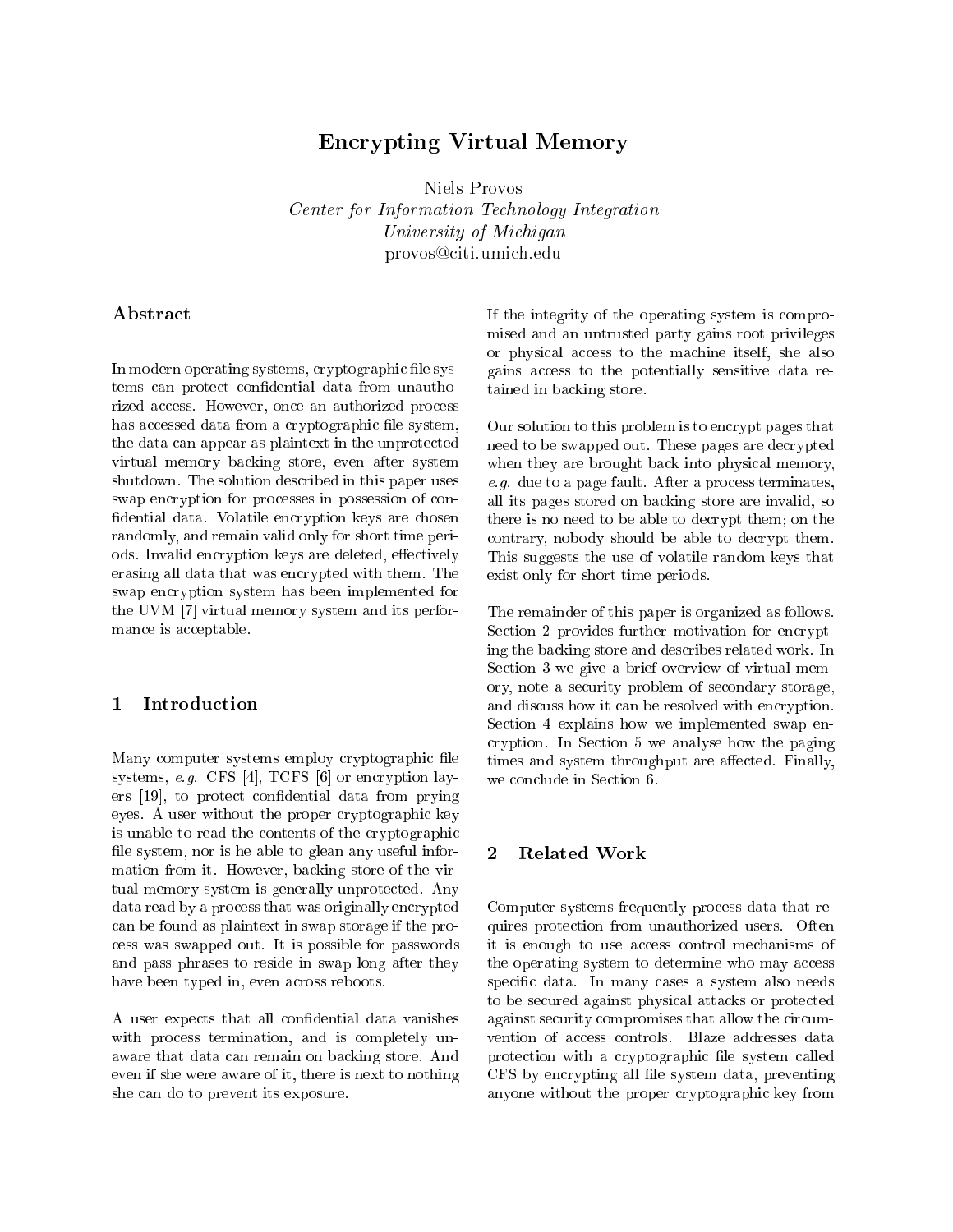# Encrypting Virtual Memory

Niels Provos
*Center for Information Technology Integration*
*University of Michigan*
provos@citi.umich.edu

## Abstract

In modern operating systems, cryptographic file systems can protect confidential data from unauthorized access. However, once an authorized process has accessed data from a cryptographic file system, the data can appear as plaintext in the unprotected virtual memory backing store, even after system shutdown. The solution described in this paper uses swap encryption for processes in possession of confidential data. Volatile encryption keys are chosen randomly, and remain valid only for short time periods. Invalid encryption keys are deleted, effectively erasing all data that was encrypted with them. The swap encryption system has been implemented for the UVM [7] virtual memory system and its performance is acceptable.

## 1 Introduction

Many computer systems employ cryptographic file systems, *e.g.* CFS [4], TCFS [6] or encryption layers [19], to protect confidential data from prying eyes. A user without the proper cryptographic key is unable to read the contents of the cryptographic file system, nor is he able to glean any useful information from it. However, backing store of the virtual memory system is generally unprotected. Any data read by a process that was originally encrypted can be found as plaintext in swap storage if the process was swapped out. It is possible for passwords and pass phrases to reside in swap long after they have been typed in, even across reboots.

A user expects that all confidential data vanishes with process termination, and is completely unaware that data can remain on backing store. And even if she were aware of it, there is next to nothing she can do to prevent its exposure.

If the integrity of the operating system is compromised and an untrusted party gains root privileges or physical access to the machine itself, she also gains access to the potentially sensitive data retained in backing store.

Our solution to this problem is to encrypt pages that need to be swapped out. These pages are decrypted when they are brought back into physical memory, *e.g.* due to a page fault. After a process terminates, all its pages stored on backing store are invalid, so there is no need to be able to decrypt them; on the contrary, nobody should be able to decrypt them. This suggests the use of volatile random keys that exist only for short time periods.

The remainder of this paper is organized as follows. Section 2 provides further motivation for encrypting the backing store and describes related work. In Section 3 we give a brief overview of virtual memory, note a security problem of secondary storage, and discuss how it can be resolved with encryption. Section 4 explains how we implemented swap encryption. In Section 5 we analyse how the paging times and system throughput are affected. Finally, we conclude in Section 6.

## 2 Related Work

Computer systems frequently process data that requires protection from unauthorized users. Often it is enough to use access control mechanisms of the operating system to determine who may access specific data. In many cases a system also needs to be secured against physical attacks or protected against security compromises that allow the circumvention of access controls. Blaze addresses data protection with a cryptographic file system called CFS by encrypting all file system data, preventing anyone without the proper cryptographic key from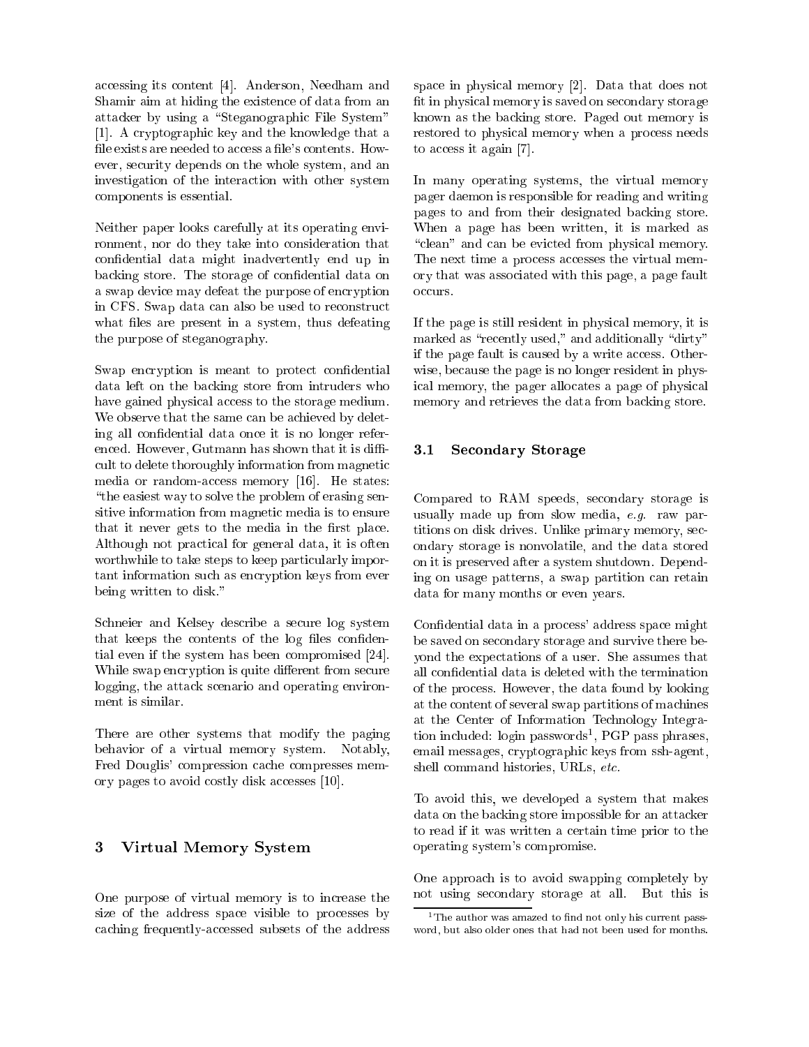accessing its content [4]. Anderson, Needham and Shamir aim at hiding the existence of data from an attacker by using a "Steganographic File System" [1]. A cryptographic key and the knowledge that a file exists are needed to access a file's contents. However, security depends on the whole system, and an investigation of the interaction with other system components is essential.

Neither paper looks carefully at its operating environment, nor do they take into consideration that confidential data might inadvertently end up in backing store. The storage of confidential data on a swap device may defeat the purpose of encryption in CFS. Swap data can also be used to reconstruct what files are present in a system, thus defeating the purpose of steganography.

Swap encryption is meant to protect confidential data left on the backing store from intruders who have gained physical access to the storage medium. We observe that the same can be achieved by deleting all confidential data once it is no longer referenced. However, Gutmann has shown that it is difficult to delete thoroughly information from magnetic media or random-access memory [16]. He states: "the easiest way to solve the problem of erasing sensitive information from magnetic media is to ensure that it never gets to the media in the first place. Although not practical for general data, it is often worthwhile to take steps to keep particularly important information such as encryption keys from ever being written to disk."

Schneier and Kelsey describe a secure log system that keeps the contents of the log files confidential even if the system has been compromised [24]. While swap encryption is quite different from secure logging, the attack scenario and operating environment is similar.

There are other systems that modify the paging behavior of a virtual memory system. Notably, Fred Douglis' compression cache compresses memory pages to avoid costly disk accesses [10].

## 3 Virtual Memory System

One purpose of virtual memory is to increase the size of the address space visible to processes by caching frequently-accessed subsets of the address space in physical memory [2]. Data that does not fit in physical memory is saved on secondary storage known as the backing store. Paged out memory is restored to physical memory when a process needs to access it again [7].

In many operating systems, the virtual memory pager daemon is responsible for reading and writing pages to and from their designated backing store. When a page has been written, it is marked as "clean" and can be evicted from physical memory. The next time a process accesses the virtual memory that was associated with this page, a page fault occurs.

If the page is still resident in physical memory, it is marked as "recently used," and additionally "dirty" if the page fault is caused by a write access. Otherwise, because the page is no longer resident in physical memory, the pager allocates a page of physical memory and retrieves the data from backing store.

### 3.1 Secondary Storage

Compared to RAM speeds, secondary storage is usually made up from slow media, *e.g.* raw partitions on disk drives. Unlike primary memory, secondary storage is nonvolatile, and the data stored on it is preserved after a system shutdown. Depending on usage patterns, a swap partition can retain data for many months or even years.

Confidential data in a process' address space might be saved on secondary storage and survive there beyond the expectations of a user. She assumes that all confidential data is deleted with the termination of the process. However, the data found by looking at the content of several swap partitions of machines at the Center of Information Technology Integration included: login passwords[1], PGP pass phrases, email messages, cryptographic keys from ssh-agent, shell command histories, URLs, *etc.*

To avoid this, we developed a system that makes data on the backing store impossible for an attacker to read if it was written a certain time prior to the operating system's compromise.

One approach is to avoid swapping completely by not using secondary storage at all. But this is

[1] The author was amazed to find not only his current password, but also older ones that had not been used for months.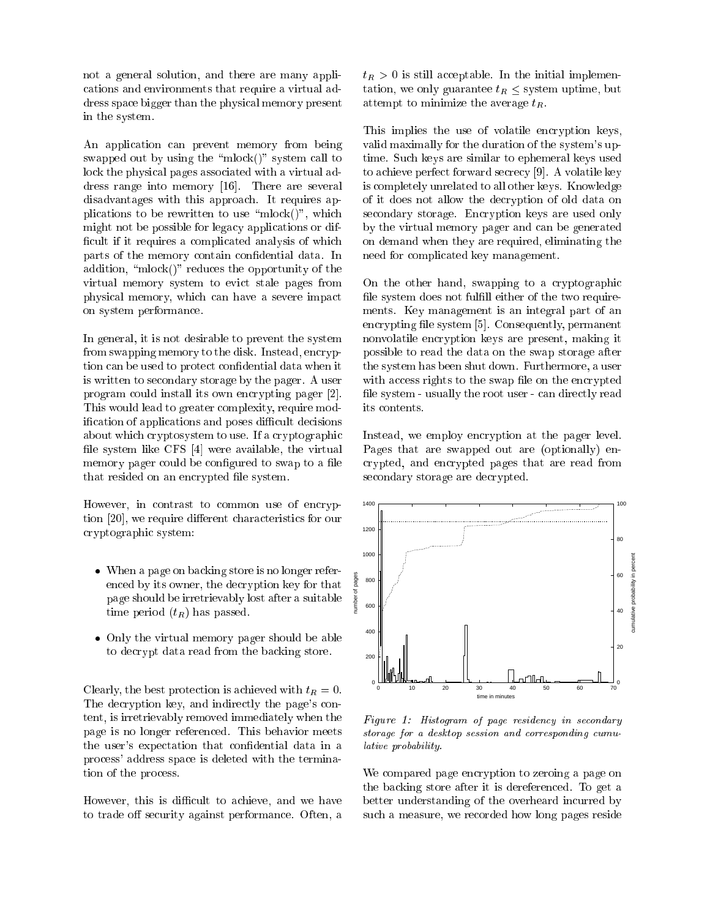not a general solution, and there are many applications and environments that require a virtual address space bigger than the physical memory present in the system.

An application can prevent memory from being swapped out by using the "mlock()" system call to lock the physical pages associated with a virtual address range into memory [16]. There are several disadvantages with this approach. It requires applications to be rewritten to use "mlock()", which might not be possible for legacy applications or difficult if it requires a complicated analysis of which parts of the memory contain confidential data. In addition, "mlock()" reduces the opportunity of the virtual memory system to evict stale pages from physical memory, which can have a severe impact on system performance.

In general, it is not desirable to prevent the system from swapping memory to the disk. Instead, encryption can be used to protect confidential data when it is written to secondary storage by the pager. A user program could install its own encrypting pager [2]. This would lead to greater complexity, require modification of applications and poses difficult decisions about which cryptosystem to use. If a cryptographic file system like CFS [4] were available, the virtual memory pager could be configured to swap to a file that resided on an encrypted file system.

However, in contrast to common use of encryption [20], we require different characteristics for our cryptographic system:

- When a page on backing store is no longer referenced by its owner, the decryption key for that page should be irretrievably lost after a suitable time period ($t_R$) has passed.
- Only the virtual memory pager should be able to decrypt data read from the backing store.

Clearly, the best protection is achieved with $t_R = 0$. The decryption key, and indirectly the page's content, is irretrievably removed immediately when the page is no longer referenced. This behavior meets the user's expectation that confidential data in a process' address space is deleted with the termination of the process.

However, this is difficult to achieve, and we have to trade off security against performance. Often, a $t_R > 0$ is still acceptable. In the initial implementation, we only guarantee $t_R \leq$ system uptime, but attempt to minimize the average $t_R$.

This implies the use of volatile encryption keys, valid maximally for the duration of the system's uptime. Such keys are similar to ephemeral keys used to achieve perfect forward secrecy [9]. A volatile key is completely unrelated to all other keys. Knowledge of it does not allow the decryption of old data on secondary storage. Encryption keys are used only by the virtual memory pager and can be generated on demand when they are required, eliminating the need for complicated key management.

On the other hand, swapping to a cryptographic file system does not fulfill either of the two requirements. Key management is an integral part of an encrypting file system [5]. Consequently, permanent nonvolatile encryption keys are present, making it possible to read the data on the swap storage after the system has been shut down. Furthermore, a user with access rights to the swap file on the encrypted file system - usually the root user - can directly read its contents.

Instead, we employ encryption at the pager level. Pages that are swapped out are (optionally) encrypted, and encrypted pages that are read from secondary storage are decrypted.

*Figure 1: Histogram of page residency in secondary storage for a desktop session and corresponding cumulative probability.*

We compared page encryption to zeroing a page on the backing store after it is dereferenced. To get a better understanding of the overheard incurred by such a measure, we recorded how long pages reside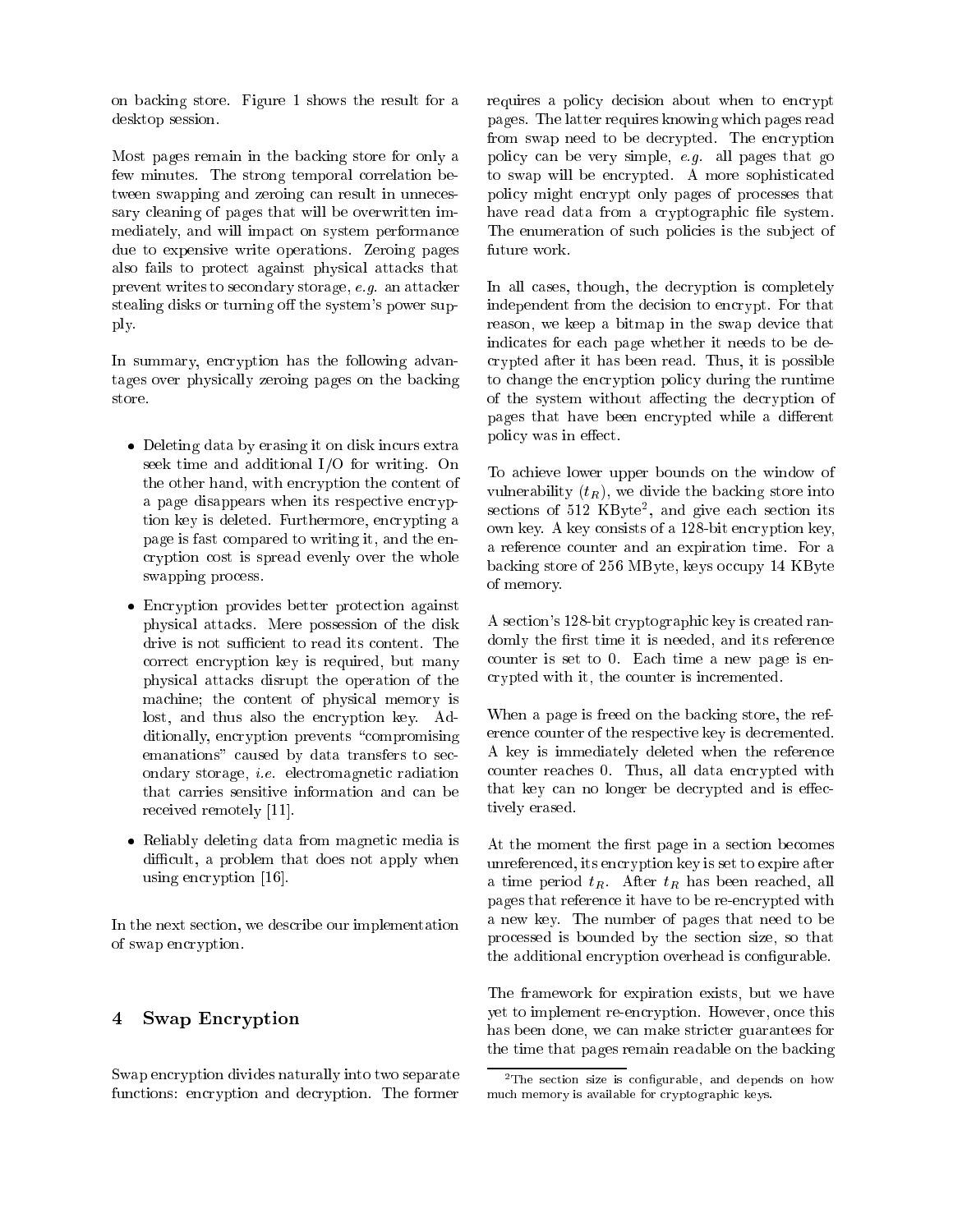on backing store. Figure 1 shows the result for a desktop session.

Most pages remain in the backing store for only a few minutes. The strong temporal correlation between swapping and zeroing can result in unnecessary cleaning of pages that will be overwritten immediately, and will impact on system performance due to expensive write operations. Zeroing pages also fails to protect against physical attacks that prevent writes to secondary storage, *e.g.* an attacker stealing disks or turning off the system's power supply.

In summary, encryption has the following advantages over physically zeroing pages on the backing store.

- Deleting data by erasing it on disk incurs extra seek time and additional I/O for writing. On the other hand, with encryption the content of a page disappears when its respective encryption key is deleted. Furthermore, encrypting a page is fast compared to writing it, and the encryption cost is spread evenly over the whole swapping process.
- Encryption provides better protection against physical attacks. Mere possession of the disk drive is not sufficient to read its content. The correct encryption key is required, but many physical attacks disrupt the operation of the machine; the content of physical memory is lost, and thus also the encryption key. Additionally, encryption prevents "compromising emanations" caused by data transfers to secondary storage, *i.e.* electromagnetic radiation that carries sensitive information and can be received remotely [11].
- Reliably deleting data from magnetic media is difficult, a problem that does not apply when using encryption [16].

In the next section, we describe our implementation of swap encryption.

## 4 Swap Encryption

Swap encryption divides naturally into two separate functions: encryption and decryption. The former requires a policy decision about when to encrypt pages. The latter requires knowing which pages read from swap need to be decrypted. The encryption policy can be very simple, *e.g.* all pages that go to swap will be encrypted. A more sophisticated policy might encrypt only pages of processes that have read data from a cryptographic file system. The enumeration of such policies is the subject of future work.

In all cases, though, the decryption is completely independent from the decision to encrypt. For that reason, we keep a bitmap in the swap device that indicates for each page whether it needs to be decrypted after it has been read. Thus, it is possible to change the encryption policy during the runtime of the system without affecting the decryption of pages that have been encrypted while a different policy was in effect.

To achieve lower upper bounds on the window of vulnerability ($t_R$), we divide the backing store into sections of 512 KByte[2], and give each section its own key. A key consists of a 128-bit encryption key, a reference counter and an expiration time. For a backing store of 256 MByte, keys occupy 14 KByte of memory.

A section's 128-bit cryptographic key is created randomly the first time it is needed, and its reference counter is set to 0. Each time a new page is encrypted with it, the counter is incremented.

When a page is freed on the backing store, the reference counter of the respective key is decremented. A key is immediately deleted when the reference counter reaches 0. Thus, all data encrypted with that key can no longer be decrypted and is effectively erased.

At the moment the first page in a section becomes unreferenced, its encryption key is set to expire after a time period $t_R$. After $t_R$ has been reached, all pages that reference it have to be re-encrypted with a new key. The number of pages that need to be processed is bounded by the section size, so that the additional encryption overhead is configurable.

The framework for expiration exists, but we have yet to implement re-encryption. However, once this has been done, we can make stricter guarantees for the time that pages remain readable on the backing

[2] The section size is configurable, and depends on how much memory is available for cryptographic keys.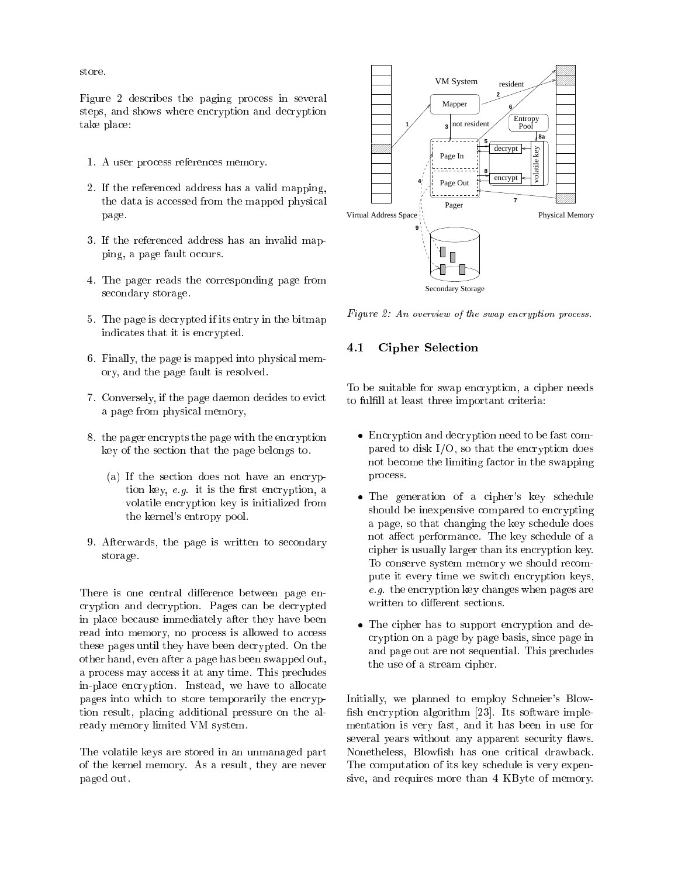store.

Figure 2 describes the paging process in several steps, and shows where encryption and decryption take place:

1. A user process references memory.
2. If the referenced address has a valid mapping, the data is accessed from the mapped physical page.
3. If the referenced address has an invalid mapping, a page fault occurs.
4. The pager reads the corresponding page from secondary storage.
5. The page is decrypted if its entry in the bitmap indicates that it is encrypted.
6. Finally, the page is mapped into physical memory, and the page fault is resolved.
7. Conversely, if the page daemon decides to evict a page from physical memory,
8. the pager encrypts the page with the encryption key of the section that the page belongs to.
   (a) If the section does not have an encryption key, *e.g.* it is the first encryption, a volatile encryption key is initialized from the kernel's entropy pool.
9. Afterwards, the page is written to secondary storage.

There is one central difference between page encryption and decryption. Pages can be decrypted in place because immediately after they have been read into memory, no process is allowed to access these pages until they have been decrypted. On the other hand, even after a page has been swapped out, a process may access it at any time. This precludes in-place encryption. Instead, we have to allocate pages into which to store temporarily the encryption result, placing additional pressure on the already memory limited VM system.

The volatile keys are stored in an unmanaged part of the kernel memory. As a result, they are never paged out.

*Figure 2: An overview of the swap encryption process.*

## 4.1 Cipher Selection

To be suitable for swap encryption, a cipher needs to fulfill at least three important criteria:

- Encryption and decryption need to be fast compared to disk I/O, so that the encryption does not become the limiting factor in the swapping process.
- The generation of a cipher's key schedule should be inexpensive compared to encrypting a page, so that changing the key schedule does not affect performance. The key schedule of a cipher is usually larger than its encryption key. To conserve system memory we should recompute it every time we switch encryption keys, *e.g.* the encryption key changes when pages are written to different sections.
- The cipher has to support encryption and decryption on a page by page basis, since page in and page out are not sequential. This precludes the use of a stream cipher.

Initially, we planned to employ Schneier's Blowfish encryption algorithm [23]. Its software implementation is very fast, and it has been in use for several years without any apparent security flaws. Nonetheless, Blowfish has one critical drawback. The computation of its key schedule is very expensive, and requires more than 4 KByte of memory.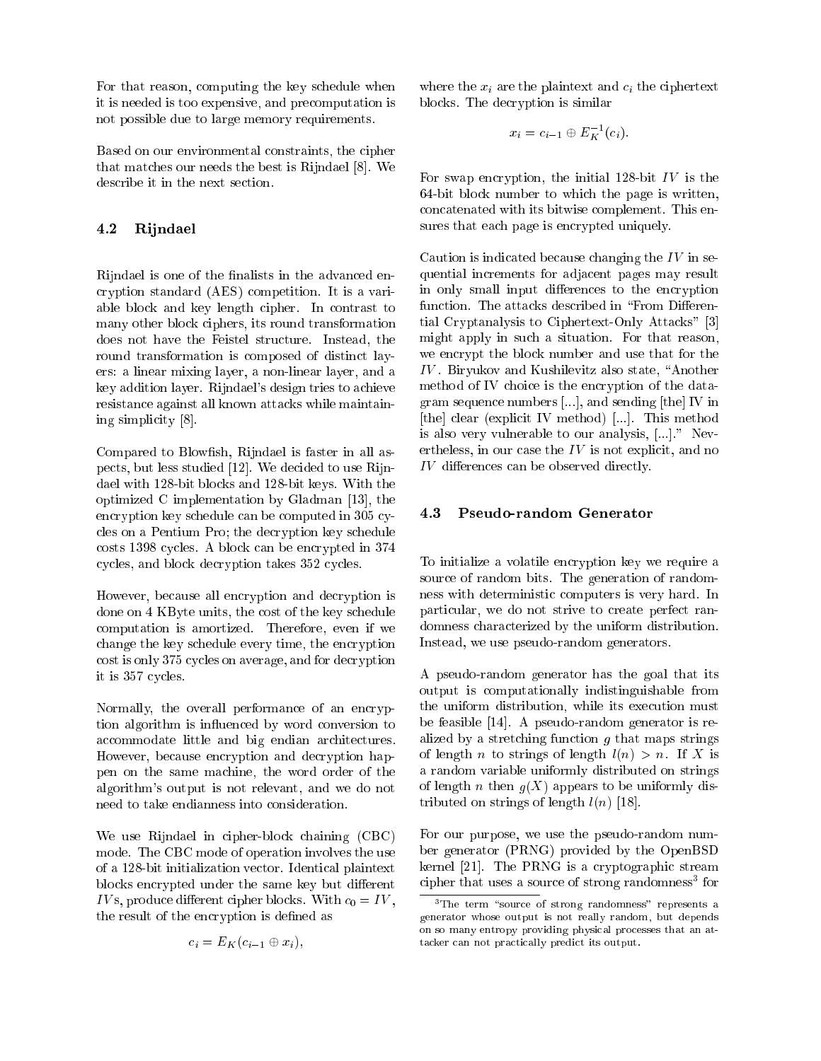For that reason, computing the key schedule when it is needed is too expensive, and precomputation is not possible due to large memory requirements.

Based on our environmental constraints, the cipher that matches our needs the best is Rijndael [8]. We describe it in the next section.

### 4.2 Rijndael

Rijndael is one of the finalists in the advanced encryption standard (AES) competition. It is a variable block and key length cipher. In contrast to many other block ciphers, its round transformation does not have the Feistel structure. Instead, the round transformation is composed of distinct layers: a linear mixing layer, a non-linear layer, and a key addition layer. Rijndael's design tries to achieve resistance against all known attacks while maintaining simplicity [8].

Compared to Blowfish, Rijndael is faster in all aspects, but less studied [12]. We decided to use Rijndael with 128-bit blocks and 128-bit keys. With the optimized C implementation by Gladman [13], the encryption key schedule can be computed in 305 cycles on a Pentium Pro; the decryption key schedule costs 1398 cycles. A block can be encrypted in 374 cycles, and block decryption takes 352 cycles.

However, because all encryption and decryption is done on 4 KByte units, the cost of the key schedule computation is amortized. Therefore, even if we change the key schedule every time, the encryption cost is only 375 cycles on average, and for decryption it is 357 cycles.

Normally, the overall performance of an encryption algorithm is influenced by word conversion to accommodate little and big endian architectures. However, because encryption and decryption happen on the same machine, the word order of the algorithm's output is not relevant, and we do not need to take endianness into consideration.

We use Rijndael in cipher-block chaining (CBC) mode. The CBC mode of operation involves the use of a 128-bit initialization vector. Identical plaintext blocks encrypted under the same key but different $IV$s, produce different cipher blocks. With $c_0 = IV$, the result of the encryption is defined as

$$c_i = E_K(c_{i-1} \oplus x_i),$$

where the $x_i$ are the plaintext and $c_i$ the ciphertext blocks. The decryption is similar

$$x_i = c_{i-1} \oplus E_K^{-1}(c_i).$$

For swap encryption, the initial 128-bit $IV$ is the 64-bit block number to which the page is written, concatenated with its bitwise complement. This ensures that each page is encrypted uniquely.

Caution is indicated because changing the $IV$ in sequential increments for adjacent pages may result in only small input differences to the encryption function. The attacks described in "From Differential Cryptanalysis to Ciphertext-Only Attacks" [3] might apply in such a situation. For that reason, we encrypt the block number and use that for the $IV$. Biryukov and Kushilevitz also state, "Another method of IV choice is the encryption of the datagram sequence numbers [...], and sending [the] IV in [the] clear (explicit IV method) [...]. This method is also very vulnerable to our analysis, [...]." Nevertheless, in our case the $IV$ is not explicit, and no $IV$ differences can be observed directly.

### 4.3 Pseudo-random Generator

To initialize a volatile encryption key we require a source of random bits. The generation of randomness with deterministic computers is very hard. In particular, we do not strive to create perfect randomness characterized by the uniform distribution. Instead, we use pseudo-random generators.

A pseudo-random generator has the goal that its output is computationally indistinguishable from the uniform distribution, while its execution must be feasible [14]. A pseudo-random generator is realized by a stretching function $g$ that maps strings of length $n$ to strings of length $l(n) > n$. If $X$ is a random variable uniformly distributed on strings of length $n$ then $g(X)$ appears to be uniformly distributed on strings of length $l(n)$ [18].

For our purpose, we use the pseudo-random number generator (PRNG) provided by the OpenBSD kernel [21]. The PRNG is a cryptographic stream cipher that uses a source of strong randomness[3] for

[3] The term "source of strong randomness" represents a generator whose output is not really random, but depends on so many entropy providing physical processes that an attacker can not practically predict its output.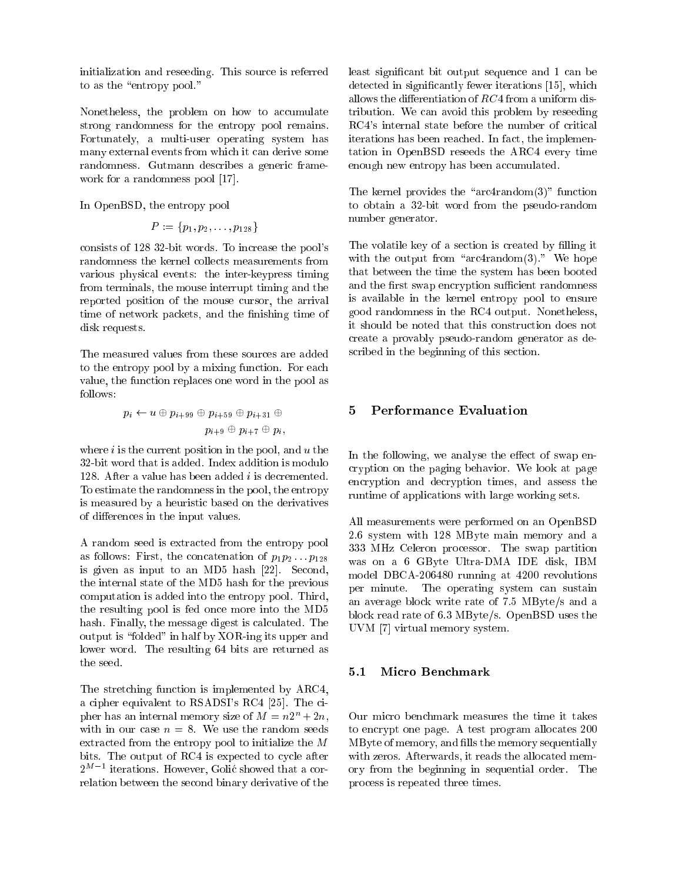initialization and reseeding. This source is referred to as the "entropy pool."

Nonetheless, the problem on how to accumulate strong randomness for the entropy pool remains. Fortunately, a multi-user operating system has many external events from which it can derive some randomness. Gutmann describes a generic framework for a randomness pool [17].

In OpenBSD, the entropy pool

$$P := \{p_1, p_2, \ldots, p_{128}\}$$

consists of 128 32-bit words. To increase the pool's randomness the kernel collects measurements from various physical events: the inter-keypress timing from terminals, the mouse interrupt timing and the reported position of the mouse cursor, the arrival time of network packets, and the finishing time of disk requests.

The measured values from these sources are added to the entropy pool by a mixing function. For each value, the function replaces one word in the pool as follows:

$$p_i \leftarrow u \oplus p_{i+99} \oplus p_{i+59} \oplus p_{i+31} \oplus p_{i+9} \oplus p_{i+7} \oplus p_i,$$

where $i$ is the current position in the pool, and $u$ the 32-bit word that is added. Index addition is modulo 128. After a value has been added $i$ is decremented. To estimate the randomness in the pool, the entropy is measured by a heuristic based on the derivatives of differences in the input values.

A random seed is extracted from the entropy pool as follows: First, the concatenation of $p_1 p_2 \ldots p_{128}$ is given as input to an MD5 hash [22]. Second, the internal state of the MD5 hash for the previous computation is added into the entropy pool. Third, the resulting pool is fed once more into the MD5 hash. Finally, the message digest is calculated. The output is "folded" in half by XOR-ing its upper and lower word. The resulting 64 bits are returned as the seed.

The stretching function is implemented by ARC4, a cipher equivalent to RSADSI's RC4 [25]. The cipher has an internal memory size of $M = n2^n + 2n$, with in our case $n = 8$. We use the random seeds extracted from the entropy pool to initialize the $M$ bits. The output of RC4 is expected to cycle after $2^{M-1}$ iterations. However, Golić showed that a correlation between the second binary derivative of the least significant bit output sequence and 1 can be detected in significantly fewer iterations [15], which allows the differentiation of $RC4$ from a uniform distribution. We can avoid this problem by reseeding RC4's internal state before the number of critical iterations has been reached. In fact, the implementation in OpenBSD reseeds the ARC4 every time enough new entropy has been accumulated.

The kernel provides the "arc4random(3)" function to obtain a 32-bit word from the pseudo-random number generator.

The volatile key of a section is created by filling it with the output from "arc4random(3)." We hope that between the time the system has been booted and the first swap encryption sufficient randomness is available in the kernel entropy pool to ensure good randomness in the RC4 output. Nonetheless, it should be noted that this construction does not create a provably pseudo-random generator as described in the beginning of this section.

## 5 Performance Evaluation

In the following, we analyse the effect of swap encryption on the paging behavior. We look at page encryption and decryption times, and assess the runtime of applications with large working sets.

All measurements were performed on an OpenBSD 2.6 system with 128 MByte main memory and a 333 MHz Celeron processor. The swap partition was on a 6 GByte Ultra-DMA IDE disk, IBM model DBCA-206480 running at 4200 revolutions per minute. The operating system can sustain an average block write rate of 7.5 MByte/s and a block read rate of 6.3 MByte/s. OpenBSD uses the UVM [7] virtual memory system.

### 5.1 Micro Benchmark

Our micro benchmark measures the time it takes to encrypt one page. A test program allocates 200 MByte of memory, and fills the memory sequentially with zeros. Afterwards, it reads the allocated memory from the beginning in sequential order. The process is repeated three times.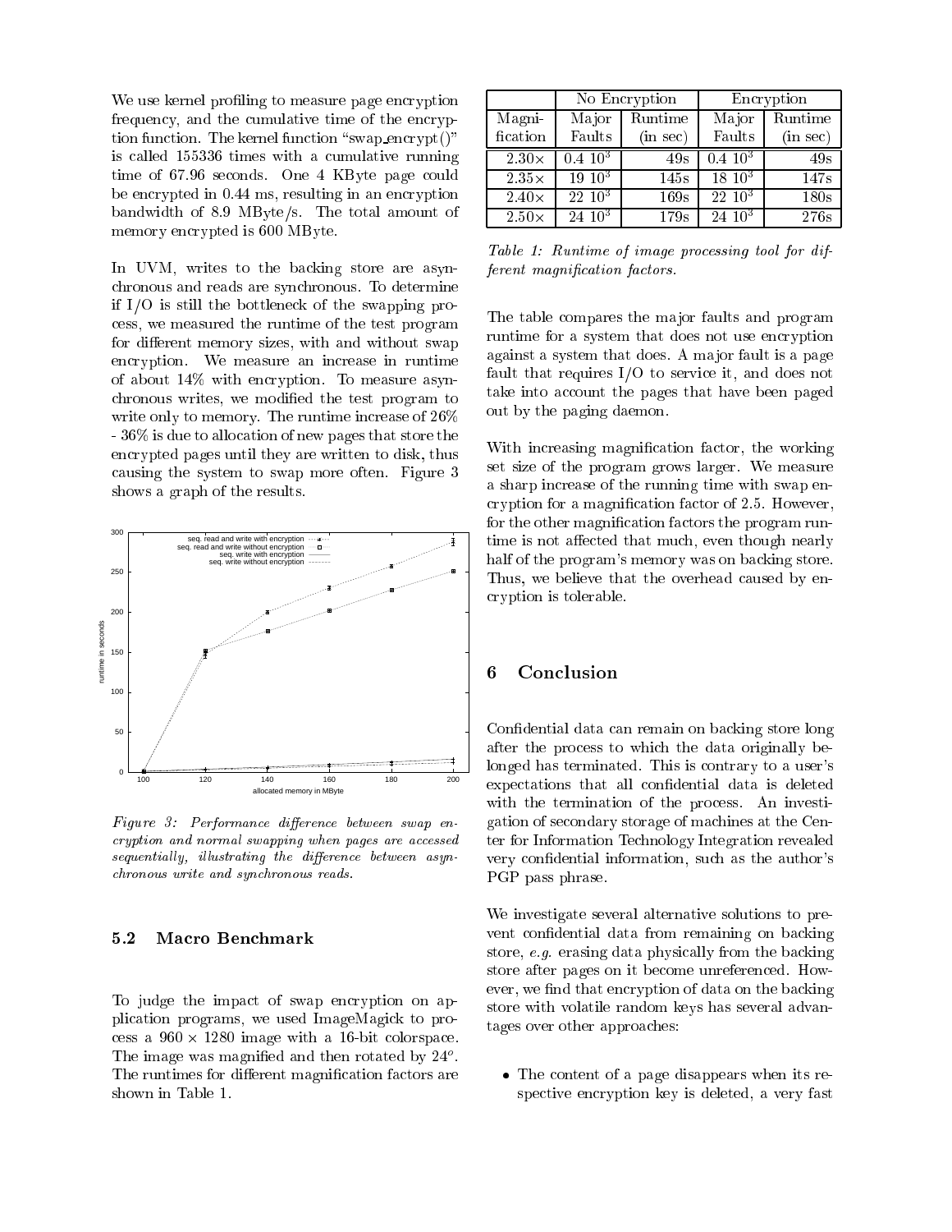We use kernel profiling to measure page encryption frequency, and the cumulative time of the encryption function. The kernel function "swap_encrypt()" is called 155336 times with a cumulative running time of 67.96 seconds. One 4 KByte page could be encrypted in 0.44 ms, resulting in an encryption bandwidth of 8.9 MByte/s. The total amount of memory encrypted is 600 MByte.

In UVM, writes to the backing store are asynchronous and reads are synchronous. To determine if I/O is still the bottleneck of the swapping process, we measured the runtime of the test program for different memory sizes, with and without swap encryption. We measure an increase in runtime of about 14% with encryption. To measure asynchronous writes, we modified the test program to write only to memory. The runtime increase of 26% - 36% is due to allocation of new pages that store the encrypted pages until they are written to disk, thus causing the system to swap more often. Figure 3 shows a graph of the results.

*Figure 3: Performance difference between swap encryption and normal swapping when pages are accessed sequentially, illustrating the difference between asynchronous write and synchronous reads.*

### 5.2 Macro Benchmark

To judge the impact of swap encryption on application programs, we used ImageMagick to process a $960 \times 1280$ image with a 16-bit colorspace. The image was magnified and then rotated by $24^o$. The runtimes for different magnification factors are shown in Table 1.

| | No Encryption | | Encryption | |
|---|---|---|---|---|
| Magnification | Major Faults | Runtime (in sec) | Major Faults | Runtime (in sec) |
| $2.30\times$ | $0.4\ 10^3$ | 49s | $0.4\ 10^3$ | 49s |
| $2.35\times$ | $19\ 10^3$ | 145s | $18\ 10^3$ | 147s |
| $2.40\times$ | $22\ 10^3$ | 169s | $22\ 10^3$ | 180s |
| $2.50\times$ | $24\ 10^3$ | 179s | $24\ 10^3$ | 276s |

*Table 1: Runtime of image processing tool for different magnification factors.*

The table compares the major faults and program runtime for a system that does not use encryption against a system that does. A major fault is a page fault that requires I/O to service it, and does not take into account the pages that have been paged out by the paging daemon.

With increasing magnification factor, the working set size of the program grows larger. We measure a sharp increase of the running time with swap encryption for a magnification factor of 2.5. However, for the other magnification factors the program runtime is not affected that much, even though nearly half of the program's memory was on backing store. Thus, we believe that the overhead caused by encryption is tolerable.

## 6 Conclusion

Confidential data can remain on backing store long after the process to which the data originally belonged has terminated. This is contrary to a user's expectations that all confidential data is deleted with the termination of the process. An investigation of secondary storage of machines at the Center for Information Technology Integration revealed very confidential information, such as the author's PGP pass phrase.

We investigate several alternative solutions to prevent confidential data from remaining on backing store, *e.g.* erasing data physically from the backing store after pages on it become unreferenced. However, we find that encryption of data on the backing store with volatile random keys has several advantages over other approaches:

- The content of a page disappears when its respective encryption key is deleted, a very fast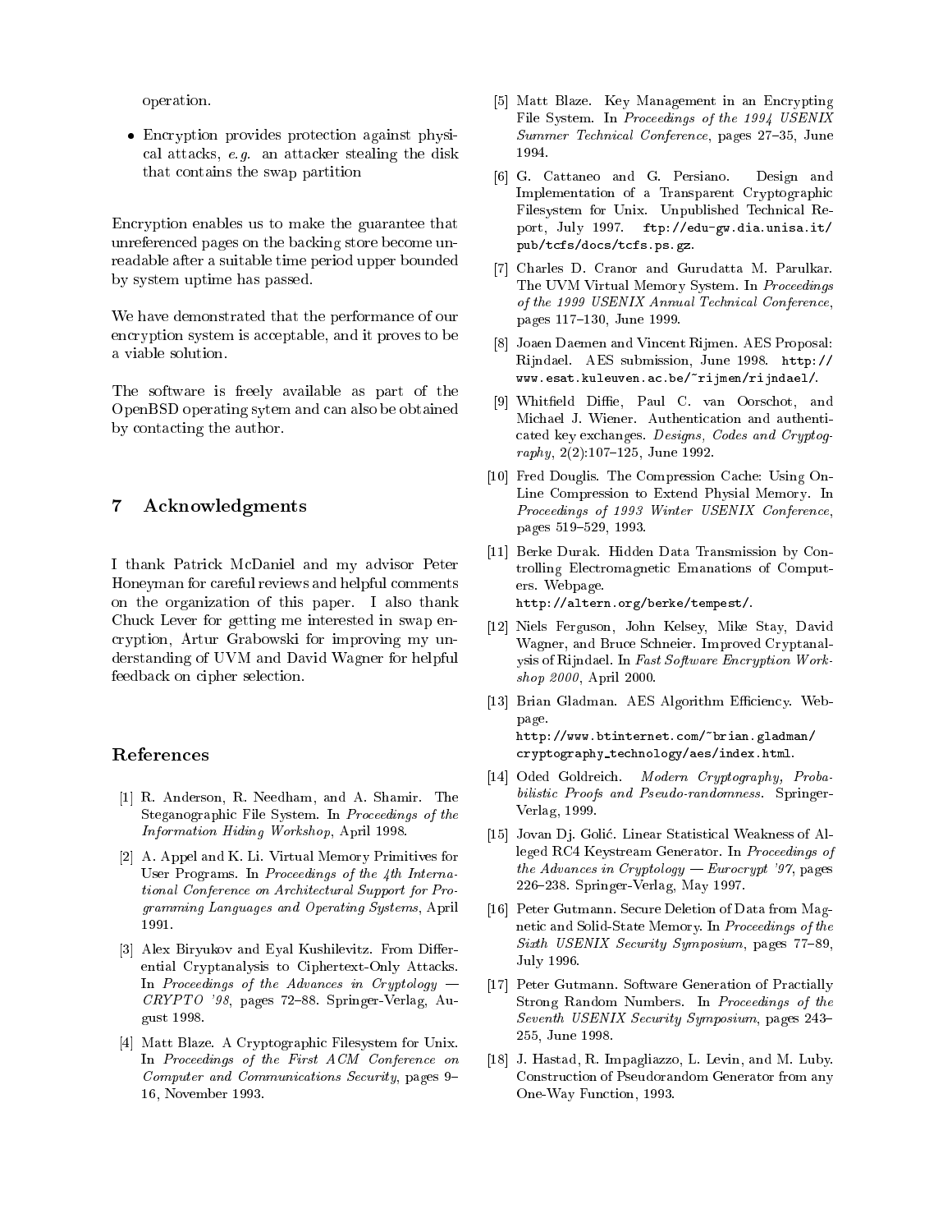operation.

- Encryption provides protection against physical attacks, *e.g.* an attacker stealing the disk that contains the swap partition

Encryption enables us to make the guarantee that unreferenced pages on the backing store become unreadable after a suitable time period upper bounded by system uptime has passed.

We have demonstrated that the performance of our encryption system is acceptable, and it proves to be a viable solution.

The software is freely available as part of the OpenBSD operating sytem and can also be obtained by contacting the author.

## 7 Acknowledgments

I thank Patrick McDaniel and my advisor Peter Honeyman for careful reviews and helpful comments on the organization of this paper. I also thank Chuck Lever for getting me interested in swap encryption, Artur Grabowski for improving my understanding of UVM and David Wagner for helpful feedback on cipher selection.

## References

[1] R. Anderson, R. Needham, and A. Shamir. The Steganographic File System. In *Proceedings of the Information Hiding Workshop*, April 1998.

[2] A. Appel and K. Li. Virtual Memory Primitives for User Programs. In *Proceedings of the 4th International Conference on Architectural Support for Programming Languages and Operating Systems*, April 1991.

[3] Alex Biryukov and Eyal Kushilevitz. From Differential Cryptanalysis to Ciphertext-Only Attacks. In *Proceedings of the Advances in Cryptology — CRYPTO '98*, pages 72–88. Springer-Verlag, August 1998.

[4] Matt Blaze. A Cryptographic Filesystem for Unix. In *Proceedings of the First ACM Conference on Computer and Communications Security*, pages 9–16, November 1993.

[5] Matt Blaze. Key Management in an Encrypting File System. In *Proceedings of the 1994 USENIX Summer Technical Conference*, pages 27–35, June 1994.

[6] G. Cattaneo and G. Persiano. Design and Implementation of a Transparent Cryptographic Filesystem for Unix. Unpublished Technical Report, July 1997. ftp://edu-gw.dia.unisa.it/pub/tcfs/docs/tcfs.ps.gz.

[7] Charles D. Cranor and Gurudatta M. Parulkar. The UVM Virtual Memory System. In *Proceedings of the 1999 USENIX Annual Technical Conference*, pages 117–130, June 1999.

[8] Joaen Daemen and Vincent Rijmen. AES Proposal: Rijndael. AES submission, June 1998. http://www.esat.kuleuven.ac.be/~rijmen/rijndael/.

[9] Whitfield Diffie, Paul C. van Oorschot, and Michael J. Wiener. Authentication and authenticated key exchanges. *Designs, Codes and Cryptography*, 2(2):107–125, June 1992.

[10] Fred Douglis. The Compression Cache: Using On-Line Compression to Extend Physial Memory. In *Proceedings of 1993 Winter USENIX Conference*, pages 519–529, 1993.

[11] Berke Durak. Hidden Data Transmission by Controlling Electromagnetic Emanations of Computers. Webpage. http://altern.org/berke/tempest/.

[12] Niels Ferguson, John Kelsey, Mike Stay, David Wagner, and Bruce Schneier. Improved Cryptanalysis of Rijndael. In *Fast Software Encryption Workshop 2000*, April 2000.

[13] Brian Gladman. AES Algorithm Efficiency. Webpage. http://www.btinternet.com/~brian.gladman/cryptography_technology/aes/index.html.

[14] Oded Goldreich. *Modern Cryptography, Probabilistic Proofs and Pseudo-randomness*. Springer-Verlag, 1999.

[15] Jovan Dj. Golić. Linear Statistical Weakness of Alleged RC4 Keystream Generator. In *Proceedings of the Advances in Cryptology — Eurocrypt '97*, pages 226–238. Springer-Verlag, May 1997.

[16] Peter Gutmann. Secure Deletion of Data from Magnetic and Solid-State Memory. In *Proceedings of the Sixth USENIX Security Symposium*, pages 77–89, July 1996.

[17] Peter Gutmann. Software Generation of Practially Strong Random Numbers. In *Proceedings of the Seventh USENIX Security Symposium*, pages 243–255, June 1998.

[18] J. Hastad, R. Impagliazzo, L. Levin, and M. Luby. Construction of Pseudorandom Generator from any One-Way Function, 1993.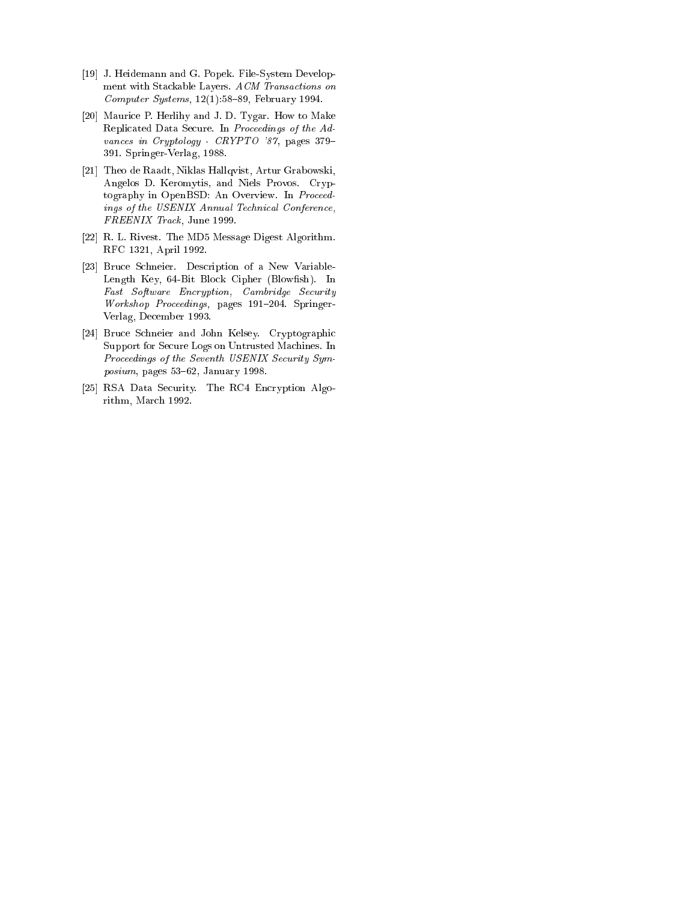[19] J. Heidemann and G. Popek. File-System Development with Stackable Layers. *ACM Transactions on Computer Systems*, 12(1):58–89, February 1994.

[20] Maurice P. Herlihy and J. D. Tygar. How to Make Replicated Data Secure. In *Proceedings of the Advances in Cryptology - CRYPTO '87*, pages 379–391. Springer-Verlag, 1988.

[21] Theo de Raadt, Niklas Hallqvist, Artur Grabowski, Angelos D. Keromytis, and Niels Provos. Cryptography in OpenBSD: An Overview. In *Proceedings of the USENIX Annual Technical Conference, FREENIX Track*, June 1999.

[22] R. L. Rivest. The MD5 Message Digest Algorithm. RFC 1321, April 1992.

[23] Bruce Schneier. Description of a New Variable-Length Key, 64-Bit Block Cipher (Blowfish). In *Fast Software Encryption, Cambridge Security Workshop Proceedings*, pages 191–204. Springer-Verlag, December 1993.

[24] Bruce Schneier and John Kelsey. Cryptographic Support for Secure Logs on Untrusted Machines. In *Proceedings of the Seventh USENIX Security Symposium*, pages 53–62, January 1998.

[25] RSA Data Security. The RC4 Encryption Algorithm, March 1992.